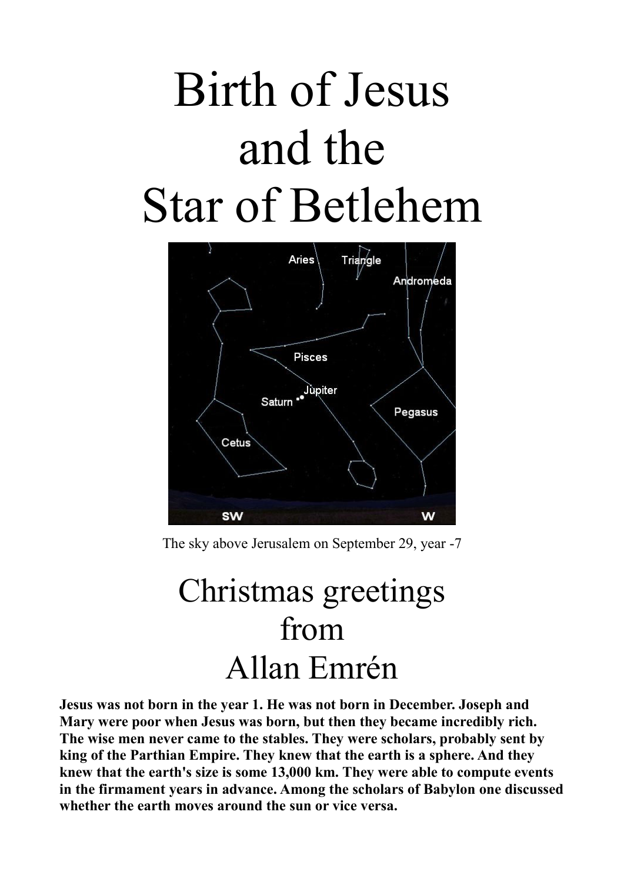# Birth of Jesus and the Star of Betlehem

The sky above Jerusalem on September 29, year -7

## Christmas greetings from Allan Emrén

**Jesus was not born in the year 1. He was not born in December. Joseph and Mary were poor when Jesus was born, but then they became incredibly rich. The wise men never came to the stables. They were scholars, probably sent by king of the Parthian Empire. They knew that the earth is a sphere. And they knew that the earth's size is some 13,000 km. They were able to compute events in the firmament years in advance. Among the scholars of Babylon one discussed whether the earth moves around the sun or vice versa.**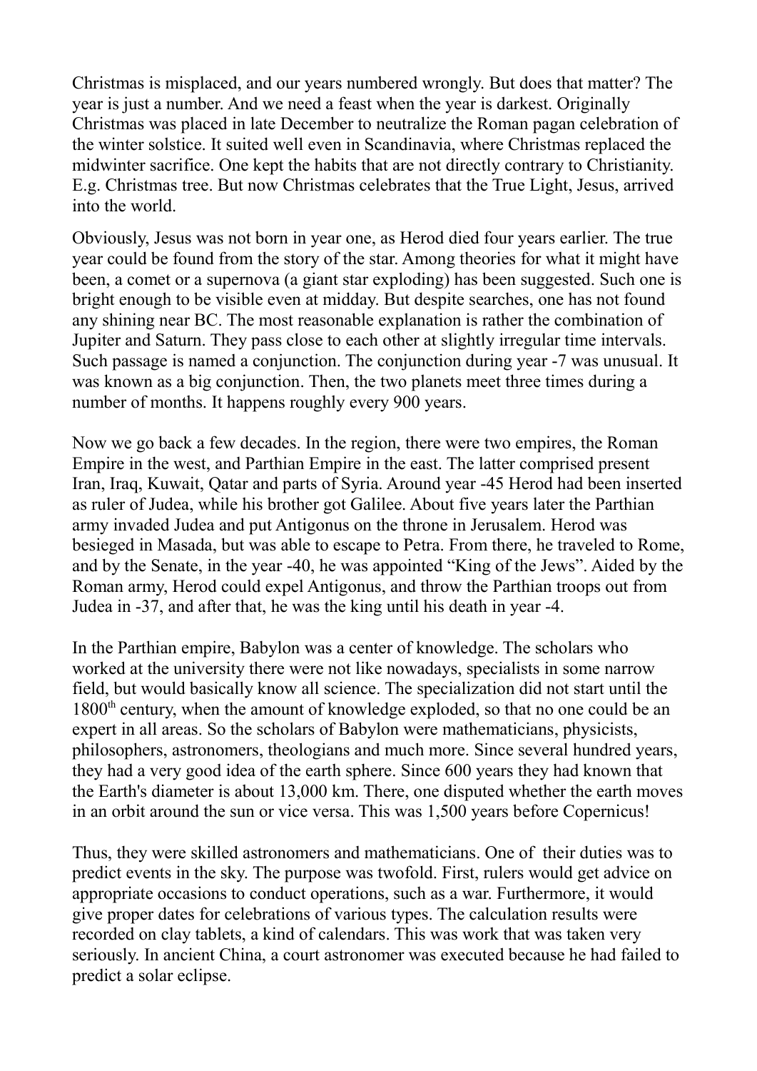Christmas is misplaced, and our years numbered wrongly. But does that matter? The year is just a number. And we need a feast when the year is darkest. Originally Christmas was placed in late December to neutralize the Roman pagan celebration of the winter solstice. It suited well even in Scandinavia, where Christmas replaced the midwinter sacrifice. One kept the habits that are not directly contrary to Christianity. E.g. Christmas tree. But now Christmas celebrates that the True Light, Jesus, arrived into the world.

Obviously, Jesus was not born in year one, as Herod died four years earlier. The true year could be found from the story of the star. Among theories for what it might have been, a comet or a supernova (a giant star exploding) has been suggested. Such one is bright enough to be visible even at midday. But despite searches, one has not found any shining near BC. The most reasonable explanation is rather the combination of Jupiter and Saturn. They pass close to each other at slightly irregular time intervals. Such passage is named a conjunction. The conjunction during year -7 was unusual. It was known as a big conjunction. Then, the two planets meet three times during a number of months. It happens roughly every 900 years.

Now we go back a few decades. In the region, there were two empires, the Roman Empire in the west, and Parthian Empire in the east. The latter comprised present Iran, Iraq, Kuwait, Qatar and parts of Syria. Around year -45 Herod had been inserted as ruler of Judea, while his brother got Galilee. About five years later the Parthian army invaded Judea and put Antigonus on the throne in Jerusalem. Herod was besieged in Masada, but was able to escape to Petra. From there, he traveled to Rome, and by the Senate, in the year -40, he was appointed "King of the Jews". Aided by the Roman army, Herod could expel Antigonus, and throw the Parthian troops out from Judea in -37, and after that, he was the king until his death in year -4.

In the Parthian empire, Babylon was a center of knowledge. The scholars who worked at the university there were not like nowadays, specialists in some narrow field, but would basically know all science. The specialization did not start until the 1800$^{th}$ century, when the amount of knowledge exploded, so that no one could be an expert in all areas. So the scholars of Babylon were mathematicians, physicists, philosophers, astronomers, theologians and much more. Since several hundred years, they had a very good idea of the earth sphere. Since 600 years they had known that the Earth's diameter is about 13,000 km. There, one disputed whether the earth moves in an orbit around the sun or vice versa. This was 1,500 years before Copernicus!

Thus, they were skilled astronomers and mathematicians. One of their duties was to predict events in the sky. The purpose was twofold. First, rulers would get advice on appropriate occasions to conduct operations, such as a war. Furthermore, it would give proper dates for celebrations of various types. The calculation results were recorded on clay tablets, a kind of calendars. This was work that was taken very seriously. In ancient China, a court astronomer was executed because he had failed to predict a solar eclipse.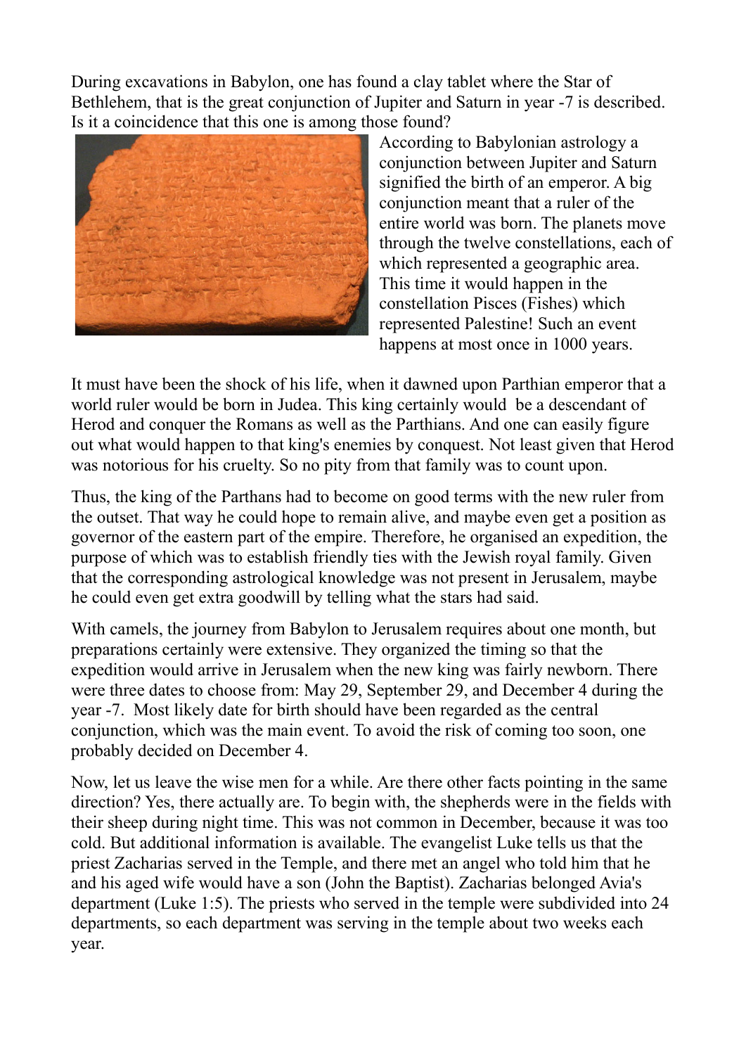During excavations in Babylon, one has found a clay tablet where the Star of Bethlehem, that is the great conjunction of Jupiter and Saturn in year -7 is described. Is it a coincidence that this one is among those found?

According to Babylonian astrology a conjunction between Jupiter and Saturn signified the birth of an emperor. A big conjunction meant that a ruler of the entire world was born. The planets move through the twelve constellations, each of which represented a geographic area. This time it would happen in the constellation Pisces (Fishes) which represented Palestine! Such an event happens at most once in 1000 years.

It must have been the shock of his life, when it dawned upon Parthian emperor that a world ruler would be born in Judea. This king certainly would be a descendant of Herod and conquer the Romans as well as the Parthians. And one can easily figure out what would happen to that king's enemies by conquest. Not least given that Herod was notorious for his cruelty. So no pity from that family was to count upon.

Thus, the king of the Parthans had to become on good terms with the new ruler from the outset. That way he could hope to remain alive, and maybe even get a position as governor of the eastern part of the empire. Therefore, he organised an expedition, the purpose of which was to establish friendly ties with the Jewish royal family. Given that the corresponding astrological knowledge was not present in Jerusalem, maybe he could even get extra goodwill by telling what the stars had said.

With camels, the journey from Babylon to Jerusalem requires about one month, but preparations certainly were extensive. They organized the timing so that the expedition would arrive in Jerusalem when the new king was fairly newborn. There were three dates to choose from: May 29, September 29, and December 4 during the year -7. Most likely date for birth should have been regarded as the central conjunction, which was the main event. To avoid the risk of coming too soon, one probably decided on December 4.

Now, let us leave the wise men for a while. Are there other facts pointing in the same direction? Yes, there actually are. To begin with, the shepherds were in the fields with their sheep during night time. This was not common in December, because it was too cold. But additional information is available. The evangelist Luke tells us that the priest Zacharias served in the Temple, and there met an angel who told him that he and his aged wife would have a son (John the Baptist). Zacharias belonged Avia's department (Luke 1:5). The priests who served in the temple were subdivided into 24 departments, so each department was serving in the temple about two weeks each year.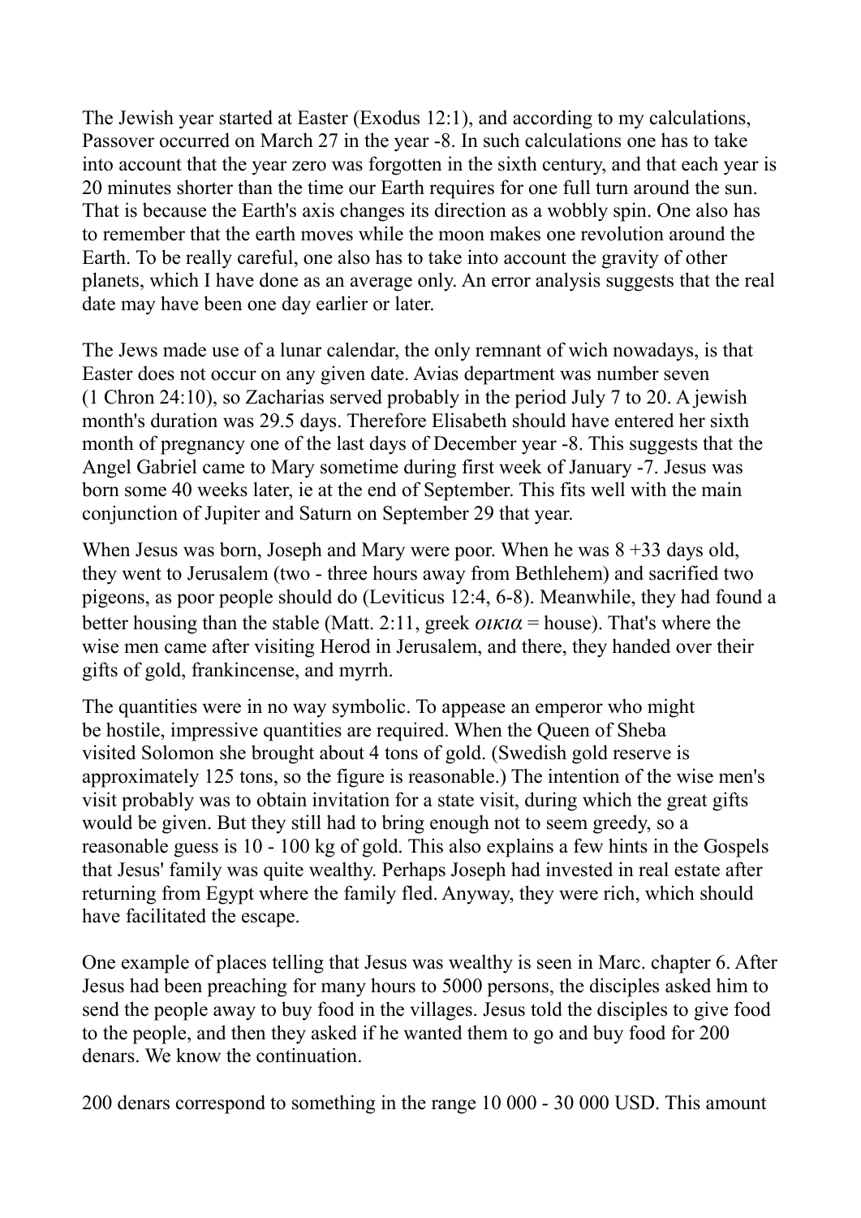The Jewish year started at Easter (Exodus 12:1), and according to my calculations, Passover occurred on March 27 in the year -8. In such calculations one has to take into account that the year zero was forgotten in the sixth century, and that each year is 20 minutes shorter than the time our Earth requires for one full turn around the sun. That is because the Earth's axis changes its direction as a wobbly spin. One also has to remember that the earth moves while the moon makes one revolution around the Earth. To be really careful, one also has to take into account the gravity of other planets, which I have done as an average only. An error analysis suggests that the real date may have been one day earlier or later.

The Jews made use of a lunar calendar, the only remnant of wich nowadays, is that Easter does not occur on any given date. Avias department was number seven (1 Chron 24:10), so Zacharias served probably in the period July 7 to 20. A jewish month's duration was 29.5 days. Therefore Elisabeth should have entered her sixth month of pregnancy one of the last days of December year -8. This suggests that the Angel Gabriel came to Mary sometime during first week of January -7. Jesus was born some 40 weeks later, ie at the end of September. This fits well with the main conjunction of Jupiter and Saturn on September 29 that year.

When Jesus was born, Joseph and Mary were poor. When he was 8 +33 days old, they went to Jerusalem (two - three hours away from Bethlehem) and sacrified two pigeons, as poor people should do (Leviticus 12:4, 6-8). Meanwhile, they had found a better housing than the stable (Matt. 2:11, greek *οικια* = house). That's where the wise men came after visiting Herod in Jerusalem, and there, they handed over their gifts of gold, frankincense, and myrrh.

The quantities were in no way symbolic. To appease an emperor who might be hostile, impressive quantities are required. When the Queen of Sheba visited Solomon she brought about 4 tons of gold. (Swedish gold reserve is approximately 125 tons, so the figure is reasonable.) The intention of the wise men's visit probably was to obtain invitation for a state visit, during which the great gifts would be given. But they still had to bring enough not to seem greedy, so a reasonable guess is 10 - 100 kg of gold. This also explains a few hints in the Gospels that Jesus' family was quite wealthy. Perhaps Joseph had invested in real estate after returning from Egypt where the family fled. Anyway, they were rich, which should have facilitated the escape.

One example of places telling that Jesus was wealthy is seen in Marc. chapter 6. After Jesus had been preaching for many hours to 5000 persons, the disciples asked him to send the people away to buy food in the villages. Jesus told the disciples to give food to the people, and then they asked if he wanted them to go and buy food for 200 denars. We know the continuation.

200 denars correspond to something in the range 10 000 - 30 000 USD. This amount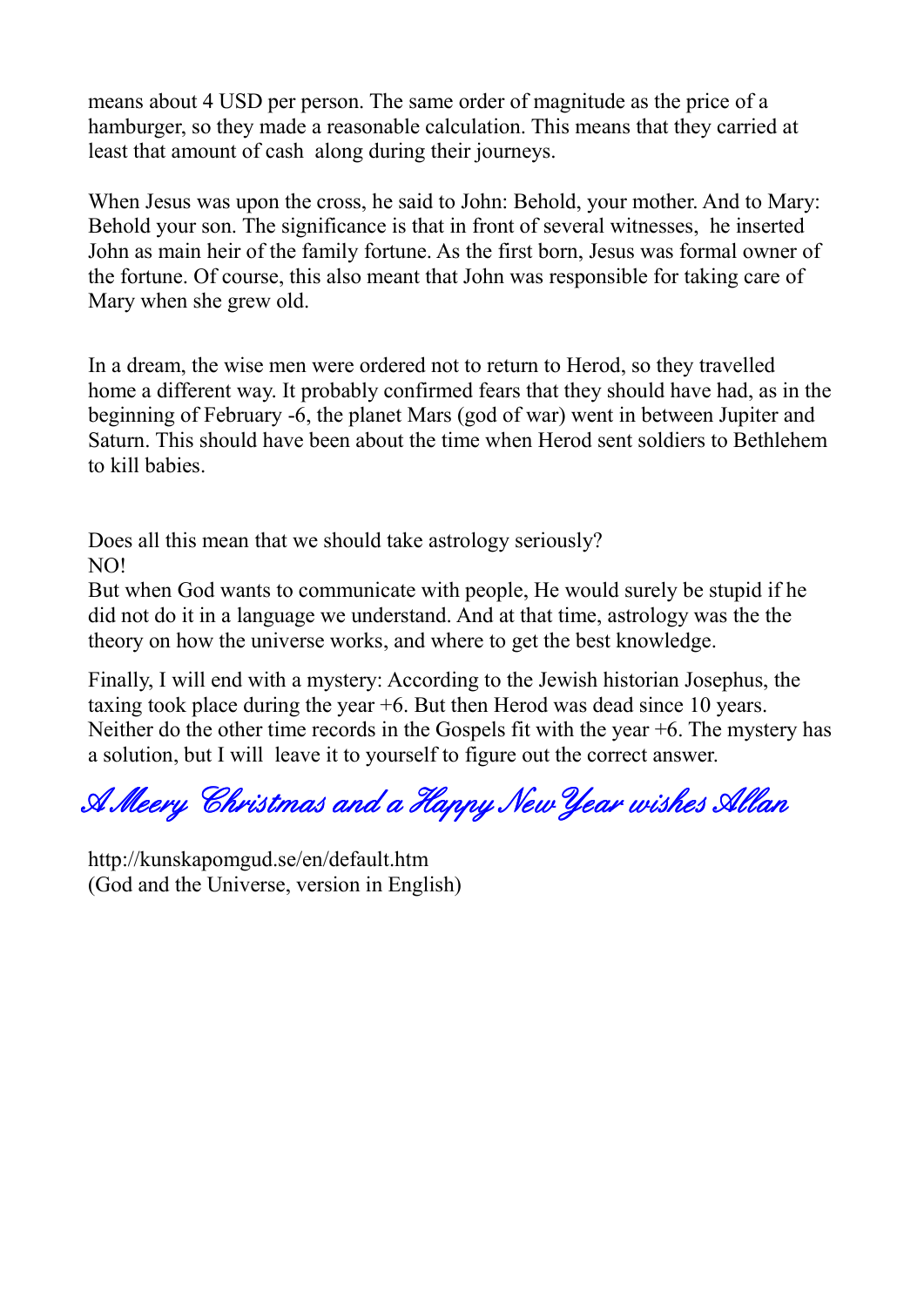means about 4 USD per person. The same order of magnitude as the price of a hamburger, so they made a reasonable calculation. This means that they carried at least that amount of cash along during their journeys.

When Jesus was upon the cross, he said to John: Behold, your mother. And to Mary: Behold your son. The significance is that in front of several witnesses, he inserted John as main heir of the family fortune. As the first born, Jesus was formal owner of the fortune. Of course, this also meant that John was responsible for taking care of Mary when she grew old.

In a dream, the wise men were ordered not to return to Herod, so they travelled home a different way. It probably confirmed fears that they should have had, as in the beginning of February -6, the planet Mars (god of war) went in between Jupiter and Saturn. This should have been about the time when Herod sent soldiers to Bethlehem to kill babies.

Does all this mean that we should take astrology seriously?
NO!
But when God wants to communicate with people, He would surely be stupid if he did not do it in a language we understand. And at that time, astrology was the the theory on how the universe works, and where to get the best knowledge.

Finally, I will end with a mystery: According to the Jewish historian Josephus, the taxing took place during the year +6. But then Herod was dead since 10 years. Neither do the other time records in the Gospels fit with the year +6. The mystery has a solution, but I will leave it to yourself to figure out the correct answer.

*A Meery Christmas and a Happy New Year wishes Allan*

http://kunskapomgud.se/en/default.htm
(God and the Universe, version in English)